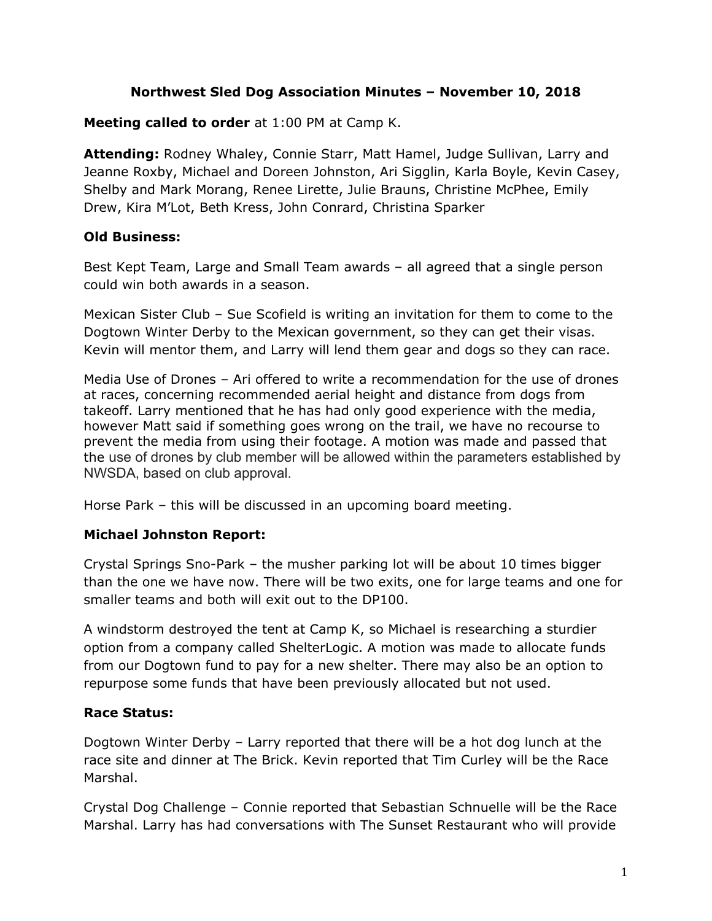# Northwest Sled Dog Association Minutes – November 10, 2018

**Meeting called to order** at 1:00 PM at Camp K.

**Attending:** Rodney Whaley, Connie Starr, Matt Hamel, Judge Sullivan, Larry and Jeanne Roxby, Michael and Doreen Johnston, Ari Sigglin, Karla Boyle, Kevin Casey, Shelby and Mark Morang, Renee Lirette, Julie Brauns, Christine McPhee, Emily Drew, Kira M'Lot, Beth Kress, John Conrard, Christina Sparker

## Old Business:

Best Kept Team, Large and Small Team awards – all agreed that a single person could win both awards in a season.

Mexican Sister Club – Sue Scofield is writing an invitation for them to come to the Dogtown Winter Derby to the Mexican government, so they can get their visas. Kevin will mentor them, and Larry will lend them gear and dogs so they can race.

Media Use of Drones – Ari offered to write a recommendation for the use of drones at races, concerning recommended aerial height and distance from dogs from takeoff. Larry mentioned that he has had only good experience with the media, however Matt said if something goes wrong on the trail, we have no recourse to prevent the media from using their footage. A motion was made and passed that the use of drones by club member will be allowed within the parameters established by NWSDA, based on club approval.

Horse Park – this will be discussed in an upcoming board meeting.

## Michael Johnston Report:

Crystal Springs Sno-Park – the musher parking lot will be about 10 times bigger than the one we have now. There will be two exits, one for large teams and one for smaller teams and both will exit out to the DP100.

A windstorm destroyed the tent at Camp K, so Michael is researching a sturdier option from a company called ShelterLogic. A motion was made to allocate funds from our Dogtown fund to pay for a new shelter. There may also be an option to repurpose some funds that have been previously allocated but not used.

## Race Status:

Dogtown Winter Derby – Larry reported that there will be a hot dog lunch at the race site and dinner at The Brick. Kevin reported that Tim Curley will be the Race Marshal.

Crystal Dog Challenge – Connie reported that Sebastian Schnuelle will be the Race Marshal. Larry has had conversations with The Sunset Restaurant who will provide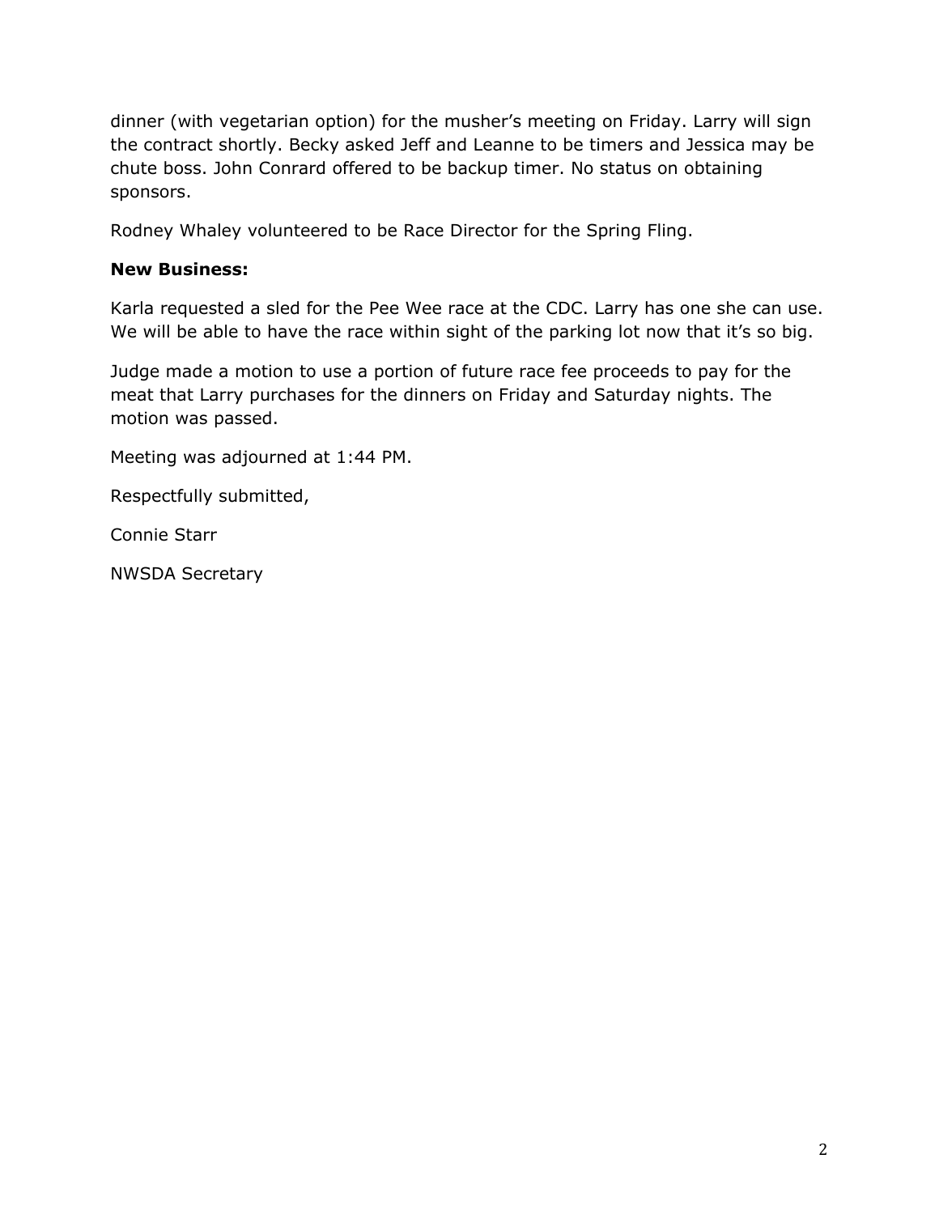dinner (with vegetarian option) for the musher's meeting on Friday. Larry will sign the contract shortly. Becky asked Jeff and Leanne to be timers and Jessica may be chute boss. John Conrard offered to be backup timer. No status on obtaining sponsors.

Rodney Whaley volunteered to be Race Director for the Spring Fling.

**New Business:**

Karla requested a sled for the Pee Wee race at the CDC. Larry has one she can use. We will be able to have the race within sight of the parking lot now that it's so big.

Judge made a motion to use a portion of future race fee proceeds to pay for the meat that Larry purchases for the dinners on Friday and Saturday nights. The motion was passed.

Meeting was adjourned at 1:44 PM.

Respectfully submitted,

Connie Starr

NWSDA Secretary